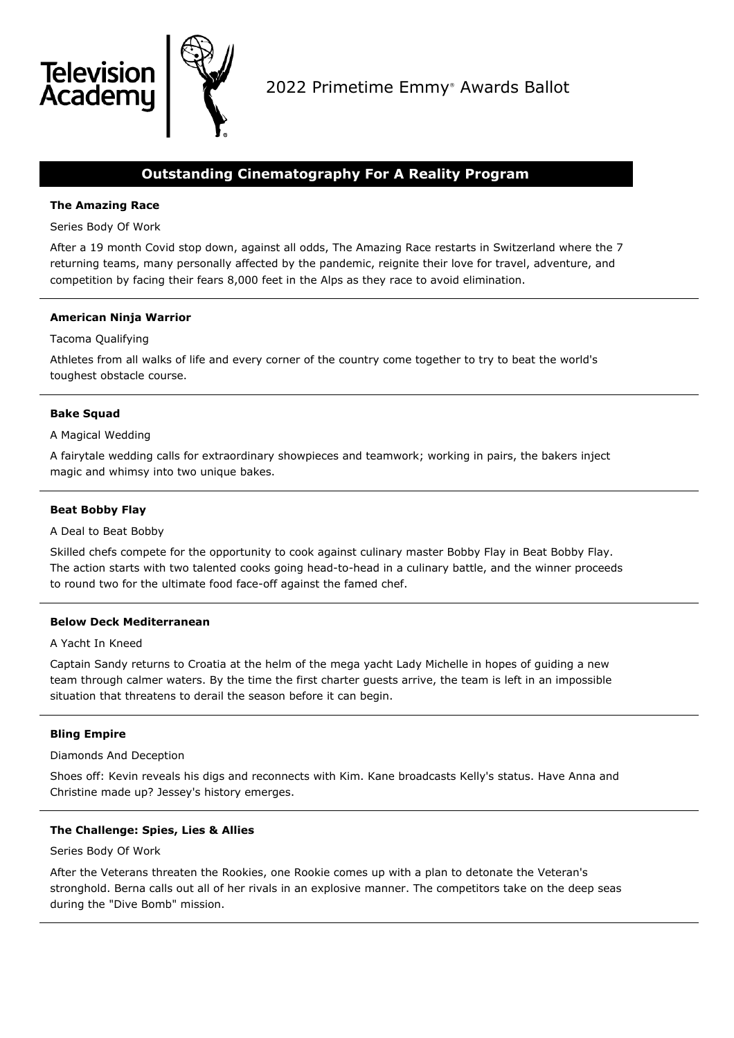Television Academy

2022 Primetime Emmy® Awards Ballot

## Outstanding Cinematography For A Reality Program

**The Amazing Race**

Series Body Of Work

After a 19 month Covid stop down, against all odds, The Amazing Race restarts in Switzerland where the 7 returning teams, many personally affected by the pandemic, reignite their love for travel, adventure, and competition by facing their fears 8,000 feet in the Alps as they race to avoid elimination.

---

**American Ninja Warrior**

Tacoma Qualifying

Athletes from all walks of life and every corner of the country come together to try to beat the world's toughest obstacle course.

---

**Bake Squad**

A Magical Wedding

A fairytale wedding calls for extraordinary showpieces and teamwork; working in pairs, the bakers inject magic and whimsy into two unique bakes.

---

**Beat Bobby Flay**

A Deal to Beat Bobby

Skilled chefs compete for the opportunity to cook against culinary master Bobby Flay in Beat Bobby Flay. The action starts with two talented cooks going head-to-head in a culinary battle, and the winner proceeds to round two for the ultimate food face-off against the famed chef.

---

**Below Deck Mediterranean**

A Yacht In Kneed

Captain Sandy returns to Croatia at the helm of the mega yacht Lady Michelle in hopes of guiding a new team through calmer waters. By the time the first charter guests arrive, the team is left in an impossible situation that threatens to derail the season before it can begin.

---

**Bling Empire**

Diamonds And Deception

Shoes off: Kevin reveals his digs and reconnects with Kim. Kane broadcasts Kelly's status. Have Anna and Christine made up? Jessey's history emerges.

---

**The Challenge: Spies, Lies & Allies**

Series Body Of Work

After the Veterans threaten the Rookies, one Rookie comes up with a plan to detonate the Veteran's stronghold. Berna calls out all of her rivals in an explosive manner. The competitors take on the deep seas during the "Dive Bomb" mission.

---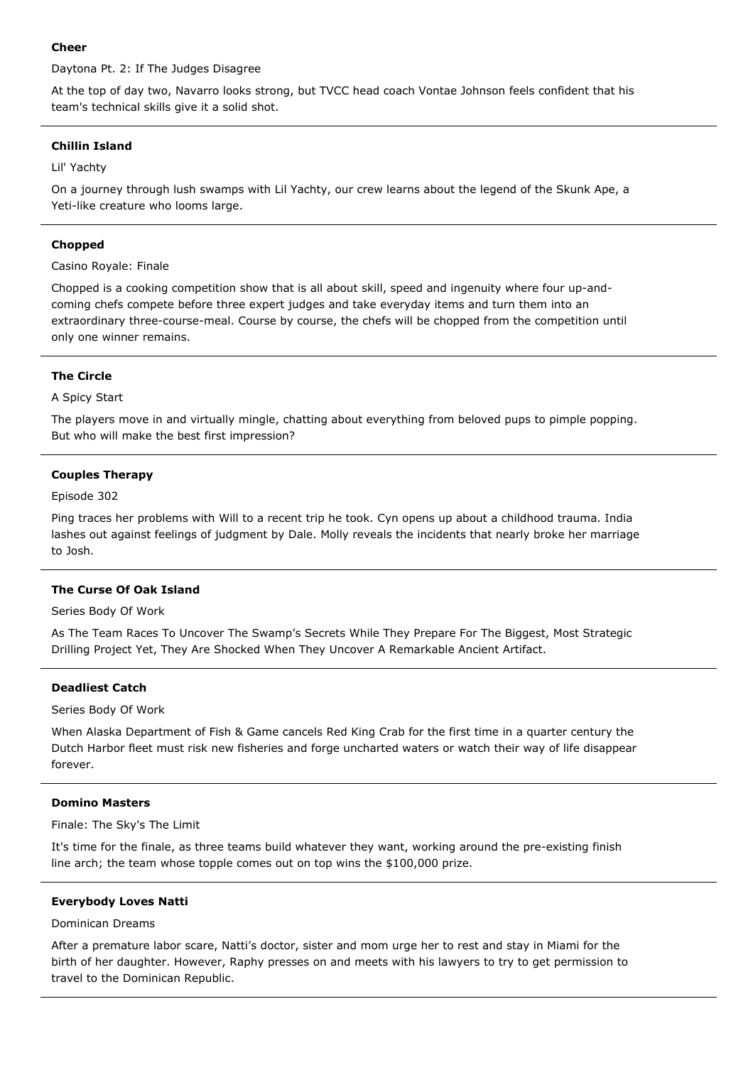**Cheer**

Daytona Pt. 2: If The Judges Disagree

At the top of day two, Navarro looks strong, but TVCC head coach Vontae Johnson feels confident that his team's technical skills give it a solid shot.

---

**Chillin Island**

Lil' Yachty

On a journey through lush swamps with Lil Yachty, our crew learns about the legend of the Skunk Ape, a Yeti-like creature who looms large.

---

**Chopped**

Casino Royale: Finale

Chopped is a cooking competition show that is all about skill, speed and ingenuity where four up-and-coming chefs compete before three expert judges and take everyday items and turn them into an extraordinary three-course-meal. Course by course, the chefs will be chopped from the competition until only one winner remains.

---

**The Circle**

A Spicy Start

The players move in and virtually mingle, chatting about everything from beloved pups to pimple popping. But who will make the best first impression?

---

**Couples Therapy**

Episode 302

Ping traces her problems with Will to a recent trip he took. Cyn opens up about a childhood trauma. India lashes out against feelings of judgment by Dale. Molly reveals the incidents that nearly broke her marriage to Josh.

---

**The Curse Of Oak Island**

Series Body Of Work

As The Team Races To Uncover The Swamp's Secrets While They Prepare For The Biggest, Most Strategic Drilling Project Yet, They Are Shocked When They Uncover A Remarkable Ancient Artifact.

---

**Deadliest Catch**

Series Body Of Work

When Alaska Department of Fish & Game cancels Red King Crab for the first time in a quarter century the Dutch Harbor fleet must risk new fisheries and forge uncharted waters or watch their way of life disappear forever.

---

**Domino Masters**

Finale: The Sky's The Limit

It's time for the finale, as three teams build whatever they want, working around the pre-existing finish line arch; the team whose topple comes out on top wins the $100,000 prize.

---

**Everybody Loves Natti**

Dominican Dreams

After a premature labor scare, Natti's doctor, sister and mom urge her to rest and stay in Miami for the birth of her daughter. However, Raphy presses on and meets with his lawyers to try to get permission to travel to the Dominican Republic.

---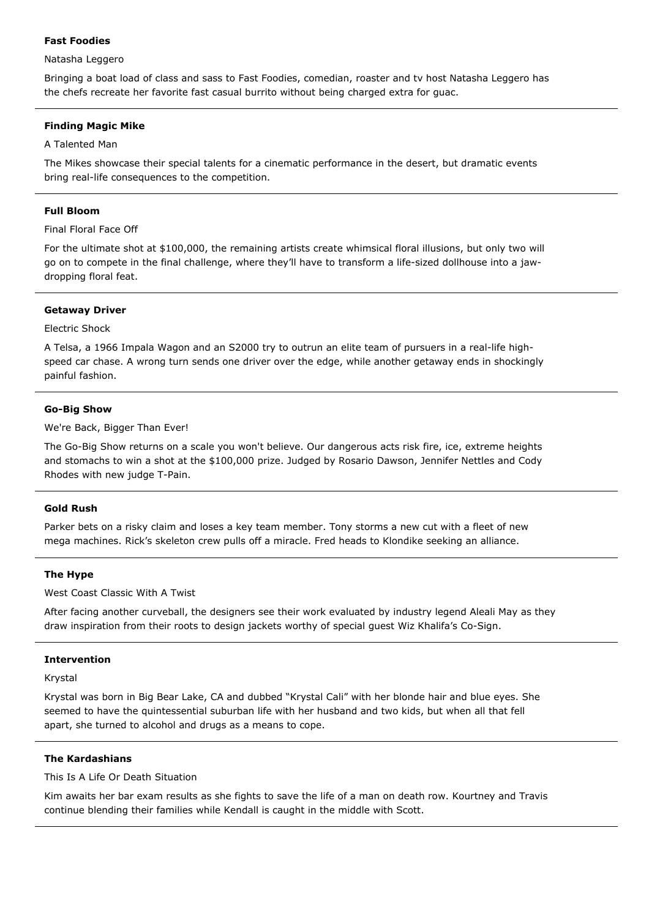**Fast Foodies**

Natasha Leggero

Bringing a boat load of class and sass to Fast Foodies, comedian, roaster and tv host Natasha Leggero has the chefs recreate her favorite fast casual burrito without being charged extra for guac.

---

**Finding Magic Mike**

A Talented Man

The Mikes showcase their special talents for a cinematic performance in the desert, but dramatic events bring real-life consequences to the competition.

---

**Full Bloom**

Final Floral Face Off

For the ultimate shot at $100,000, the remaining artists create whimsical floral illusions, but only two will go on to compete in the final challenge, where they'll have to transform a life-sized dollhouse into a jaw-dropping floral feat.

---

**Getaway Driver**

Electric Shock

A Telsa, a 1966 Impala Wagon and an S2000 try to outrun an elite team of pursuers in a real-life high-speed car chase. A wrong turn sends one driver over the edge, while another getaway ends in shockingly painful fashion.

---

**Go-Big Show**

We're Back, Bigger Than Ever!

The Go-Big Show returns on a scale you won't believe. Our dangerous acts risk fire, ice, extreme heights and stomachs to win a shot at the $100,000 prize. Judged by Rosario Dawson, Jennifer Nettles and Cody Rhodes with new judge T-Pain.

---

**Gold Rush**

Parker bets on a risky claim and loses a key team member. Tony storms a new cut with a fleet of new mega machines. Rick's skeleton crew pulls off a miracle. Fred heads to Klondike seeking an alliance.

---

**The Hype**

West Coast Classic With A Twist

After facing another curveball, the designers see their work evaluated by industry legend Aleali May as they draw inspiration from their roots to design jackets worthy of special guest Wiz Khalifa's Co-Sign.

---

**Intervention**

Krystal

Krystal was born in Big Bear Lake, CA and dubbed "Krystal Cali" with her blonde hair and blue eyes. She seemed to have the quintessential suburban life with her husband and two kids, but when all that fell apart, she turned to alcohol and drugs as a means to cope.

---

**The Kardashians**

This Is A Life Or Death Situation

Kim awaits her bar exam results as she fights to save the life of a man on death row. Kourtney and Travis continue blending their families while Kendall is caught in the middle with Scott.

---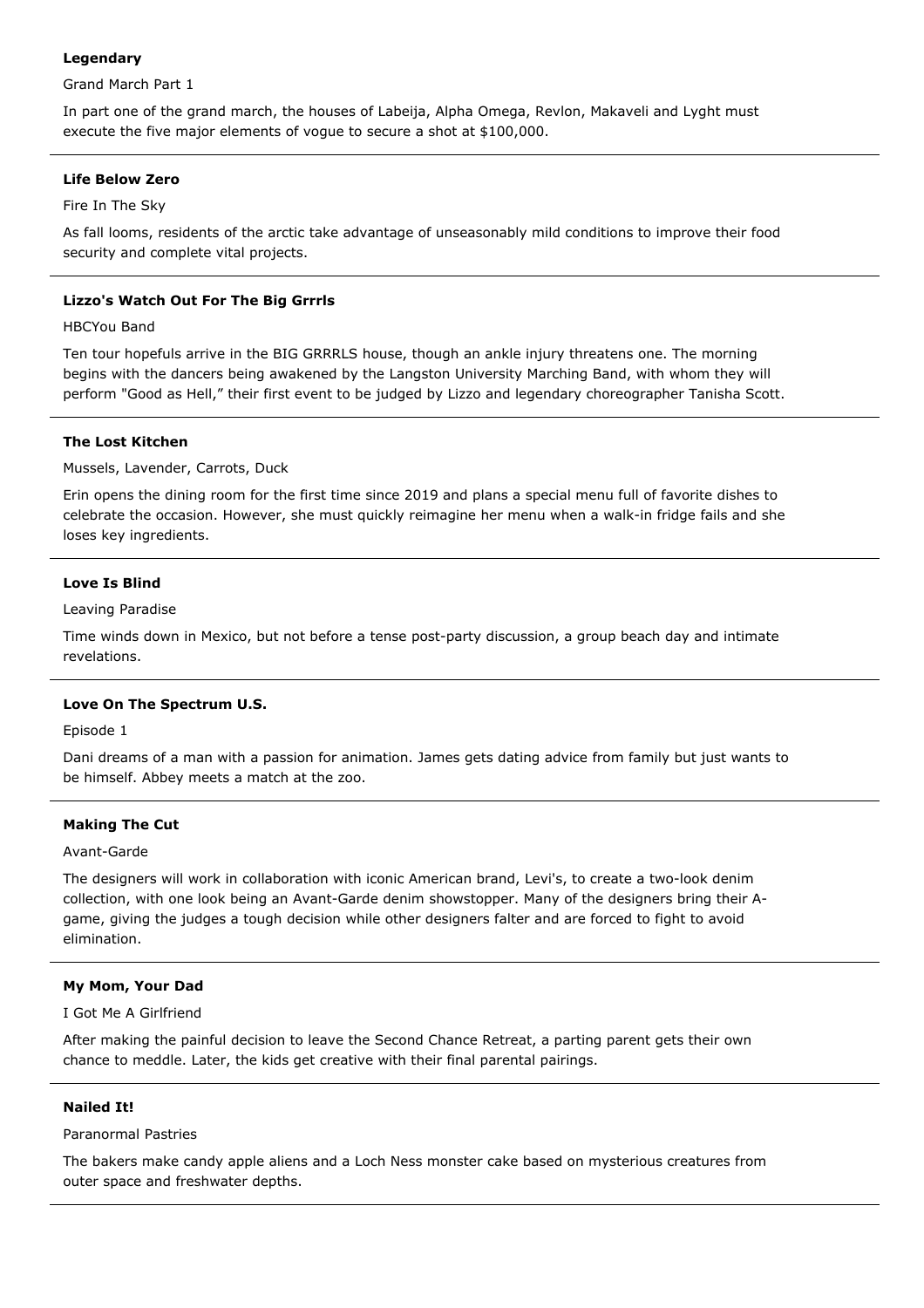**Legendary**

Grand March Part 1

In part one of the grand march, the houses of Labeija, Alpha Omega, Revlon, Makaveli and Lyght must execute the five major elements of vogue to secure a shot at $100,000.

---

**Life Below Zero**

Fire In The Sky

As fall looms, residents of the arctic take advantage of unseasonably mild conditions to improve their food security and complete vital projects.

---

**Lizzo's Watch Out For The Big Grrrls**

HBCYou Band

Ten tour hopefuls arrive in the BIG GRRRLS house, though an ankle injury threatens one. The morning begins with the dancers being awakened by the Langston University Marching Band, with whom they will perform "Good as Hell," their first event to be judged by Lizzo and legendary choreographer Tanisha Scott.

---

**The Lost Kitchen**

Mussels, Lavender, Carrots, Duck

Erin opens the dining room for the first time since 2019 and plans a special menu full of favorite dishes to celebrate the occasion. However, she must quickly reimagine her menu when a walk-in fridge fails and she loses key ingredients.

---

**Love Is Blind**

Leaving Paradise

Time winds down in Mexico, but not before a tense post-party discussion, a group beach day and intimate revelations.

---

**Love On The Spectrum U.S.**

Episode 1

Dani dreams of a man with a passion for animation. James gets dating advice from family but just wants to be himself. Abbey meets a match at the zoo.

---

**Making The Cut**

Avant-Garde

The designers will work in collaboration with iconic American brand, Levi's, to create a two-look denim collection, with one look being an Avant-Garde denim showstopper. Many of the designers bring their A-game, giving the judges a tough decision while other designers falter and are forced to fight to avoid elimination.

---

**My Mom, Your Dad**

I Got Me A Girlfriend

After making the painful decision to leave the Second Chance Retreat, a parting parent gets their own chance to meddle. Later, the kids get creative with their final parental pairings.

---

**Nailed It!**

Paranormal Pastries

The bakers make candy apple aliens and a Loch Ness monster cake based on mysterious creatures from outer space and freshwater depths.

---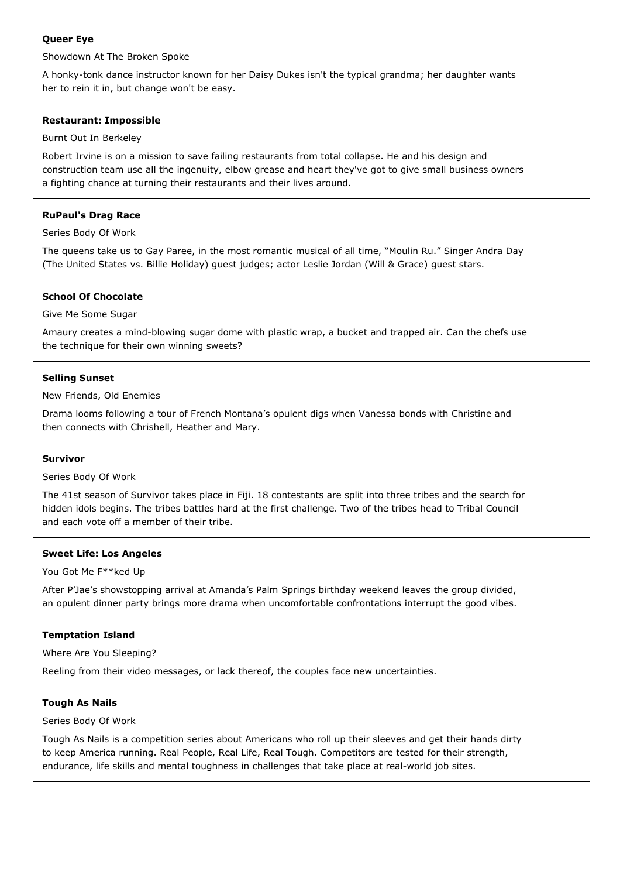**Queer Eye**

Showdown At The Broken Spoke

A honky-tonk dance instructor known for her Daisy Dukes isn't the typical grandma; her daughter wants her to rein it in, but change won't be easy.

---

**Restaurant: Impossible**

Burnt Out In Berkeley

Robert Irvine is on a mission to save failing restaurants from total collapse. He and his design and construction team use all the ingenuity, elbow grease and heart they've got to give small business owners a fighting chance at turning their restaurants and their lives around.

---

**RuPaul's Drag Race**

Series Body Of Work

The queens take us to Gay Paree, in the most romantic musical of all time, "Moulin Ru." Singer Andra Day (The United States vs. Billie Holiday) guest judges; actor Leslie Jordan (Will & Grace) guest stars.

---

**School Of Chocolate**

Give Me Some Sugar

Amaury creates a mind-blowing sugar dome with plastic wrap, a bucket and trapped air. Can the chefs use the technique for their own winning sweets?

---

**Selling Sunset**

New Friends, Old Enemies

Drama looms following a tour of French Montana's opulent digs when Vanessa bonds with Christine and then connects with Chrishell, Heather and Mary.

---

**Survivor**

Series Body Of Work

The 41st season of Survivor takes place in Fiji. 18 contestants are split into three tribes and the search for hidden idols begins. The tribes battles hard at the first challenge. Two of the tribes head to Tribal Council and each vote off a member of their tribe.

---

**Sweet Life: Los Angeles**

You Got Me F**ked Up

After P'Jae's showstopping arrival at Amanda's Palm Springs birthday weekend leaves the group divided, an opulent dinner party brings more drama when uncomfortable confrontations interrupt the good vibes.

---

**Temptation Island**

Where Are You Sleeping?

Reeling from their video messages, or lack thereof, the couples face new uncertainties.

---

**Tough As Nails**

Series Body Of Work

Tough As Nails is a competition series about Americans who roll up their sleeves and get their hands dirty to keep America running. Real People, Real Life, Real Tough. Competitors are tested for their strength, endurance, life skills and mental toughness in challenges that take place at real-world job sites.

---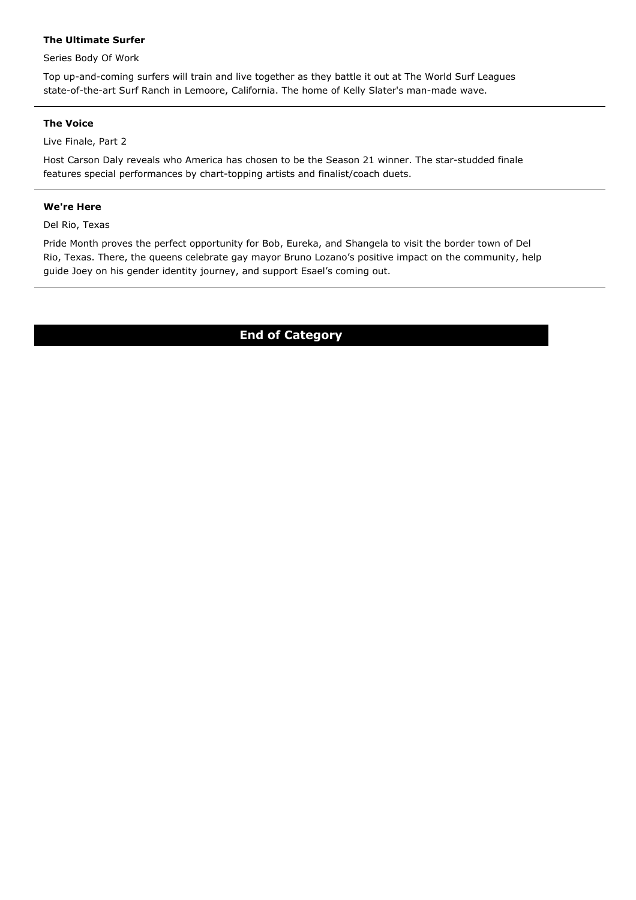**The Ultimate Surfer**

Series Body Of Work

Top up-and-coming surfers will train and live together as they battle it out at The World Surf Leagues state-of-the-art Surf Ranch in Lemoore, California. The home of Kelly Slater's man-made wave.

---

**The Voice**

Live Finale, Part 2

Host Carson Daly reveals who America has chosen to be the Season 21 winner. The star-studded finale features special performances by chart-topping artists and finalist/coach duets.

---

**We're Here**

Del Rio, Texas

Pride Month proves the perfect opportunity for Bob, Eureka, and Shangela to visit the border town of Del Rio, Texas. There, the queens celebrate gay mayor Bruno Lozano's positive impact on the community, help guide Joey on his gender identity journey, and support Esael's coming out.

---

## End of Category